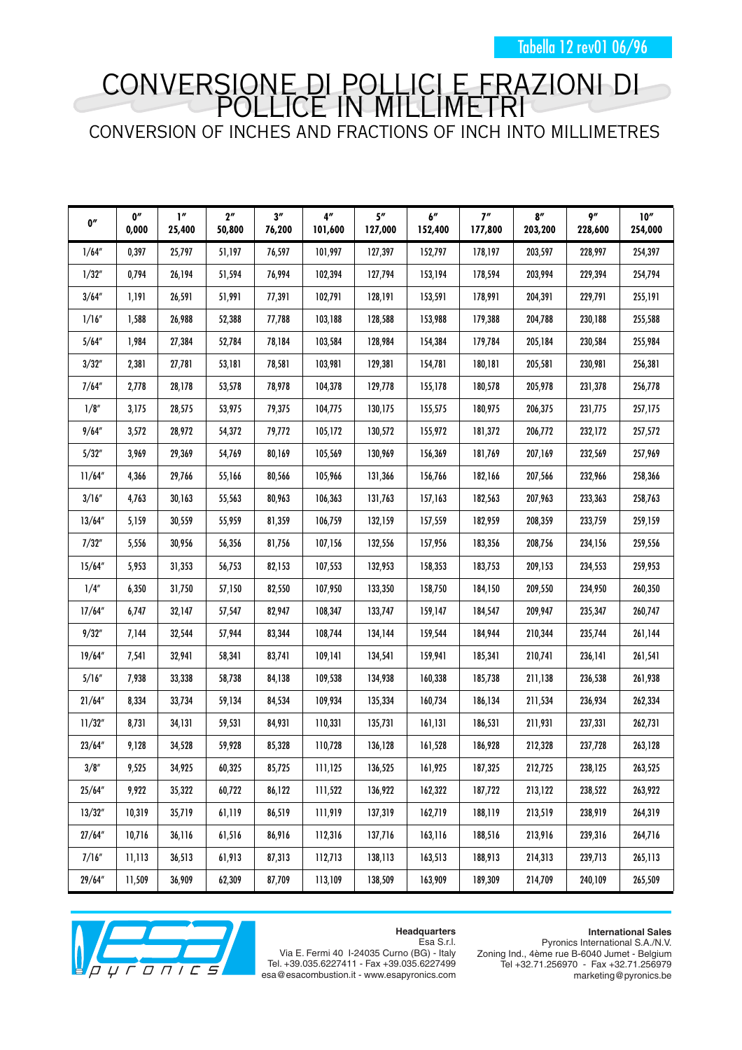Tabella 12 rev01 06/96

# CONVERSIONE DI POLLICI E FRAZIONI DI POLLICE IN MILLIMETRI

## CONVERSION OF INCHES AND FRACTIONS OF INCH INTO MILLIMETRES

| 0″ | 0″ 0,000 | 1″ 25,400 | 2″ 50,800 | 3″ 76,200 | 4″ 101,600 | 5″ 127,000 | 6″ 152,400 | 7″ 177,800 | 8″ 203,200 | 9″ 228,600 | 10″ 254,000 |
|---|---|---|---|---|---|---|---|---|---|---|---|
| 1/64″ | 0,397 | 25,797 | 51,197 | 76,597 | 101,997 | 127,397 | 152,797 | 178,197 | 203,597 | 228,997 | 254,397 |
| 1/32″ | 0,794 | 26,194 | 51,594 | 76,994 | 102,394 | 127,794 | 153,194 | 178,594 | 203,994 | 229,394 | 254,794 |
| 3/64″ | 1,191 | 26,591 | 51,991 | 77,391 | 102,791 | 128,191 | 153,591 | 178,991 | 204,391 | 229,791 | 255,191 |
| 1/16″ | 1,588 | 26,988 | 52,388 | 77,788 | 103,188 | 128,588 | 153,988 | 179,388 | 204,788 | 230,188 | 255,588 |
| 5/64″ | 1,984 | 27,384 | 52,784 | 78,184 | 103,584 | 128,984 | 154,384 | 179,784 | 205,184 | 230,584 | 255,984 |
| 3/32″ | 2,381 | 27,781 | 53,181 | 78,581 | 103,981 | 129,381 | 154,781 | 180,181 | 205,581 | 230,981 | 256,381 |
| 7/64″ | 2,778 | 28,178 | 53,578 | 78,978 | 104,378 | 129,778 | 155,178 | 180,578 | 205,978 | 231,378 | 256,778 |
| 1/8″ | 3,175 | 28,575 | 53,975 | 79,375 | 104,775 | 130,175 | 155,575 | 180,975 | 206,375 | 231,775 | 257,175 |
| 9/64″ | 3,572 | 28,972 | 54,372 | 79,772 | 105,172 | 130,572 | 155,972 | 181,372 | 206,772 | 232,172 | 257,572 |
| 5/32″ | 3,969 | 29,369 | 54,769 | 80,169 | 105,569 | 130,969 | 156,369 | 181,769 | 207,169 | 232,569 | 257,969 |
| 11/64″ | 4,366 | 29,766 | 55,166 | 80,566 | 105,966 | 131,366 | 156,766 | 182,166 | 207,566 | 232,966 | 258,366 |
| 3/16″ | 4,763 | 30,163 | 55,563 | 80,963 | 106,363 | 131,763 | 157,163 | 182,563 | 207,963 | 233,363 | 258,763 |
| 13/64″ | 5,159 | 30,559 | 55,959 | 81,359 | 106,759 | 132,159 | 157,559 | 182,959 | 208,359 | 233,759 | 259,159 |
| 7/32″ | 5,556 | 30,956 | 56,356 | 81,756 | 107,156 | 132,556 | 157,956 | 183,356 | 208,756 | 234,156 | 259,556 |
| 15/64″ | 5,953 | 31,353 | 56,753 | 82,153 | 107,553 | 132,953 | 158,353 | 183,753 | 209,153 | 234,553 | 259,953 |
| 1/4″ | 6,350 | 31,750 | 57,150 | 82,550 | 107,950 | 133,350 | 158,750 | 184,150 | 209,550 | 234,950 | 260,350 |
| 17/64″ | 6,747 | 32,147 | 57,547 | 82,947 | 108,347 | 133,747 | 159,147 | 184,547 | 209,947 | 235,347 | 260,747 |
| 9/32″ | 7,144 | 32,544 | 57,944 | 83,344 | 108,744 | 134,144 | 159,544 | 184,944 | 210,344 | 235,744 | 261,144 |
| 19/64″ | 7,541 | 32,941 | 58,341 | 83,741 | 109,141 | 134,541 | 159,941 | 185,341 | 210,741 | 236,141 | 261,541 |
| 5/16″ | 7,938 | 33,338 | 58,738 | 84,138 | 109,538 | 134,938 | 160,338 | 185,738 | 211,138 | 236,538 | 261,938 |
| 21/64″ | 8,334 | 33,734 | 59,134 | 84,534 | 109,934 | 135,334 | 160,734 | 186,134 | 211,534 | 236,934 | 262,334 |
| 11/32″ | 8,731 | 34,131 | 59,531 | 84,931 | 110,331 | 135,731 | 161,131 | 186,531 | 211,931 | 237,331 | 262,731 |
| 23/64″ | 9,128 | 34,528 | 59,928 | 85,328 | 110,728 | 136,128 | 161,528 | 186,928 | 212,328 | 237,728 | 263,128 |
| 3/8″ | 9,525 | 34,925 | 60,325 | 85,725 | 111,125 | 136,525 | 161,925 | 187,325 | 212,725 | 238,125 | 263,525 |
| 25/64″ | 9,922 | 35,322 | 60,722 | 86,122 | 111,522 | 136,922 | 162,322 | 187,722 | 213,122 | 238,522 | 263,922 |
| 13/32″ | 10,319 | 35,719 | 61,119 | 86,519 | 111,919 | 137,319 | 162,719 | 188,119 | 213,519 | 238,919 | 264,319 |
| 27/64″ | 10,716 | 36,116 | 61,516 | 86,916 | 112,316 | 137,716 | 163,116 | 188,516 | 213,916 | 239,316 | 264,716 |
| 7/16″ | 11,113 | 36,513 | 61,913 | 87,313 | 112,713 | 138,113 | 163,513 | 188,913 | 214,313 | 239,713 | 265,113 |
| 29/64″ | 11,509 | 36,909 | 62,309 | 87,709 | 113,109 | 138,509 | 163,909 | 189,309 | 214,709 | 240,109 | 265,509 |

ESA pyronics

**Headquarters**
Esa S.r.l.
Via E. Fermi 40 I-24035 Curno (BG) - Italy
Tel. +39.035.6227411 - Fax +39.035.6227499
esa@esacombustion.it - www.esapyronics.com

**International Sales**
Pyronics International S.A./N.V.
Zoning Ind., 4ème rue B-6040 Jumet - Belgium
Tel +32.71.256970 - Fax +32.71.256979
marketing@pyronics.be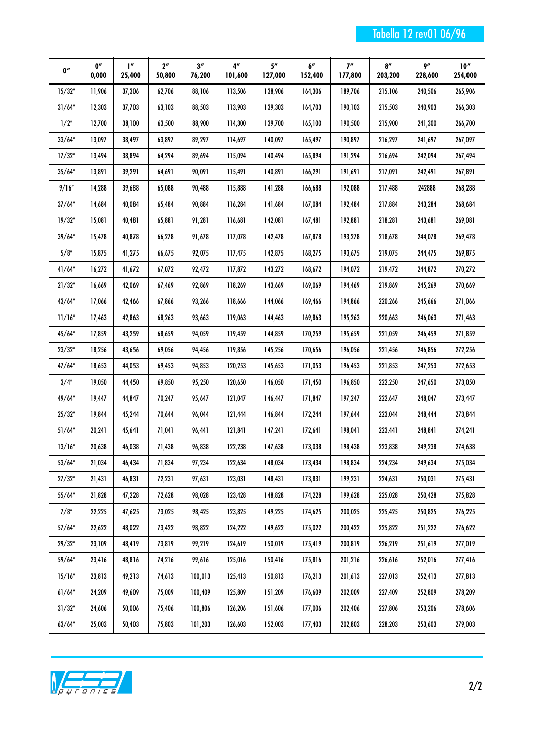Tabella 12 rev01 06/96

| 0″ | 0″ 0,000 | 1″ 25,400 | 2″ 50,800 | 3″ 76,200 | 4″ 101,600 | 5″ 127,000 | 6″ 152,400 | 7″ 177,800 | 8″ 203,200 | 9″ 228,600 | 10″ 254,000 |
|---|---|---|---|---|---|---|---|---|---|---|---|
| 15/32″ | 11,906 | 37,306 | 62,706 | 88,106 | 113,506 | 138,906 | 164,306 | 189,706 | 215,106 | 240,506 | 265,906 |
| 31/64″ | 12,303 | 37,703 | 63,103 | 88,503 | 113,903 | 139,303 | 164,703 | 190,103 | 215,503 | 240,903 | 266,303 |
| 1/2″ | 12,700 | 38,100 | 63,500 | 88,900 | 114,300 | 139,700 | 165,100 | 190,500 | 215,900 | 241,300 | 266,700 |
| 33/64″ | 13,097 | 38,497 | 63,897 | 89,297 | 114,697 | 140,097 | 165,497 | 190,897 | 216,297 | 241,697 | 267,097 |
| 17/32″ | 13,494 | 38,894 | 64,294 | 89,694 | 115,094 | 140,494 | 165,894 | 191,294 | 216,694 | 242,094 | 267,494 |
| 35/64″ | 13,891 | 39,291 | 64,691 | 90,091 | 115,491 | 140,891 | 166,291 | 191,691 | 217,091 | 242,491 | 267,891 |
| 9/16″ | 14,288 | 39,688 | 65,088 | 90,488 | 115,888 | 141,288 | 166,688 | 192,088 | 217,488 | 242888 | 268,288 |
| 37/64″ | 14,684 | 40,084 | 65,484 | 90,884 | 116,284 | 141,684 | 167,084 | 192,484 | 217,884 | 243,284 | 268,684 |
| 19/32″ | 15,081 | 40,481 | 65,881 | 91,281 | 116,681 | 142,081 | 167,481 | 192,881 | 218,281 | 243,681 | 269,081 |
| 39/64″ | 15,478 | 40,878 | 66,278 | 91,678 | 117,078 | 142,478 | 167,878 | 193,278 | 218,678 | 244,078 | 269,478 |
| 5/8″ | 15,875 | 41,275 | 66,675 | 92,075 | 117,475 | 142,875 | 168,275 | 193,675 | 219,075 | 244,475 | 269,875 |
| 41/64″ | 16,272 | 41,672 | 67,072 | 92,472 | 117,872 | 143,272 | 168,672 | 194,072 | 219,472 | 244,872 | 270,272 |
| 21/32″ | 16,669 | 42,069 | 67,469 | 92,869 | 118,269 | 143,669 | 169,069 | 194,469 | 219,869 | 245,269 | 270,669 |
| 43/64″ | 17,066 | 42,466 | 67,866 | 93,266 | 118,666 | 144,066 | 169,466 | 194,866 | 220,266 | 245,666 | 271,066 |
| 11/16″ | 17,463 | 42,863 | 68,263 | 93,663 | 119,063 | 144,463 | 169,863 | 195,263 | 220,663 | 246,063 | 271,463 |
| 45/64″ | 17,859 | 43,259 | 68,659 | 94,059 | 119,459 | 144,859 | 170,259 | 195,659 | 221,059 | 246,459 | 271,859 |
| 23/32″ | 18,256 | 43,656 | 69,056 | 94,456 | 119,856 | 145,256 | 170,656 | 196,056 | 221,456 | 246,856 | 272,256 |
| 47/64″ | 18,653 | 44,053 | 69,453 | 94,853 | 120,253 | 145,653 | 171,053 | 196,453 | 221,853 | 247,253 | 272,653 |
| 3/4″ | 19,050 | 44,450 | 69,850 | 95,250 | 120,650 | 146,050 | 171,450 | 196,850 | 222,250 | 247,650 | 273,050 |
| 49/64″ | 19,447 | 44,847 | 70,247 | 95,647 | 121,047 | 146,447 | 171,847 | 197,247 | 222,647 | 248,047 | 273,447 |
| 25/32″ | 19,844 | 45,244 | 70,644 | 96,044 | 121,444 | 146,844 | 172,244 | 197,644 | 223,044 | 248,444 | 273,844 |
| 51/64″ | 20,241 | 45,641 | 71,041 | 96,441 | 121,841 | 147,241 | 172,641 | 198,041 | 223,441 | 248,841 | 274,241 |
| 13/16″ | 20,638 | 46,038 | 71,438 | 96,838 | 122,238 | 147,638 | 173,038 | 198,438 | 223,838 | 249,238 | 274,638 |
| 53/64″ | 21,034 | 46,434 | 71,834 | 97,234 | 122,634 | 148,034 | 173,434 | 198,834 | 224,234 | 249,634 | 275,034 |
| 27/32″ | 21,431 | 46,831 | 72,231 | 97,631 | 123,031 | 148,431 | 173,831 | 199,231 | 224,631 | 250,031 | 275,431 |
| 55/64″ | 21,828 | 47,228 | 72,628 | 98,028 | 123,428 | 148,828 | 174,228 | 199,628 | 225,028 | 250,428 | 275,828 |
| 7/8″ | 22,225 | 47,625 | 73,025 | 98,425 | 123,825 | 149,225 | 174,625 | 200,025 | 225,425 | 250,825 | 276,225 |
| 57/64″ | 22,622 | 48,022 | 73,422 | 98,822 | 124,222 | 149,622 | 175,022 | 200,422 | 225,822 | 251,222 | 276,622 |
| 29/32″ | 23,109 | 48,419 | 73,819 | 99,219 | 124,619 | 150,019 | 175,419 | 200,819 | 226,219 | 251,619 | 277,019 |
| 59/64″ | 23,416 | 48,816 | 74,216 | 99,616 | 125,016 | 150,416 | 175,816 | 201,216 | 226,616 | 252,016 | 277,416 |
| 15/16″ | 23,813 | 49,213 | 74,613 | 100,013 | 125,413 | 150,813 | 176,213 | 201,613 | 227,013 | 252,413 | 277,813 |
| 61/64″ | 24,209 | 49,609 | 75,009 | 100,409 | 125,809 | 151,209 | 176,609 | 202,009 | 227,409 | 252,809 | 278,209 |
| 31/32″ | 24,606 | 50,006 | 75,406 | 100,806 | 126,206 | 151,606 | 177,006 | 202,406 | 227,806 | 253,206 | 278,606 |
| 63/64″ | 25,003 | 50,403 | 75,803 | 101,203 | 126,603 | 152,003 | 177,403 | 202,803 | 228,203 | 253,603 | 279,003 |